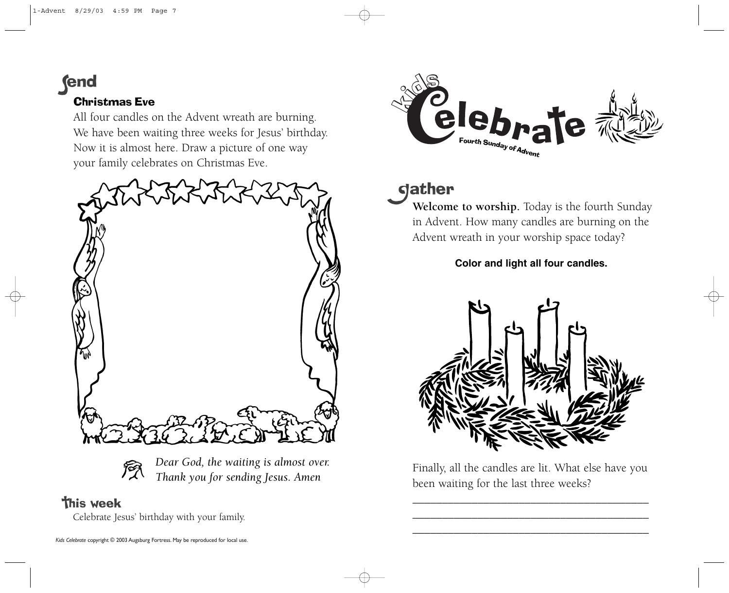## Send

### Christmas Eve

All four candles on the Advent wreath are burning. We have been waiting three weeks for Jesus' birthday. Now it is almost here. Draw a picture of one way your family celebrates on Christmas Eve.

*Dear God, the waiting is almost over. Thank you for sending Jesus. Amen*

## This week

Celebrate Jesus' birthday with your family.

*Kids Celebrate* copyright © 2003 Augsburg Fortress. May be reproduced for local use.

# Kids Celebrate

**Fourth Sunday of Advent**

## Gather

**Welcome to worship.** Today is the fourth Sunday in Advent. How many candles are burning on the Advent wreath in your worship space today?

**Color and light all four candles.**

Finally, all the candles are lit. What else have you been waiting for the last three weeks?

\_\_\_\_\_\_\_\_\_\_\_\_\_\_\_\_\_\_\_\_\_\_\_\_\_\_\_\_\_\_\_\_\_\_\_\_\_\_\_\_

\_\_\_\_\_\_\_\_\_\_\_\_\_\_\_\_\_\_\_\_\_\_\_\_\_\_\_\_\_\_\_\_\_\_\_\_\_\_\_\_

\_\_\_\_\_\_\_\_\_\_\_\_\_\_\_\_\_\_\_\_\_\_\_\_\_\_\_\_\_\_\_\_\_\_\_\_\_\_\_\_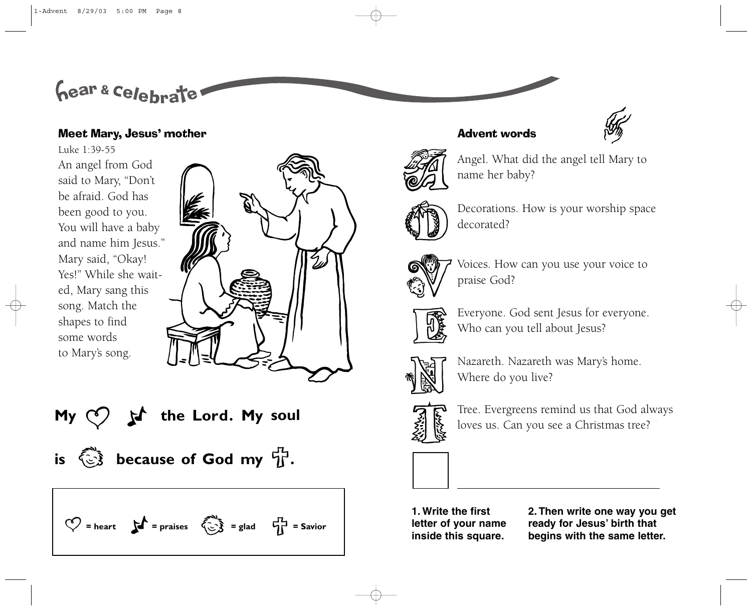# hear & celebrate

## Meet Mary, Jesus' mother

Luke 1:39-55

An angel from God said to Mary, "Don't be afraid. God has been good to you. You will have a baby and name him Jesus." Mary said, "Okay! Yes!" While she waited, Mary sang this song. Match the shapes to find some words to Mary's song.

**My ♡ ♪ the Lord. My soul is ☺ because of God my ✝.**

♡ = heart ♪ = praises ☺ = glad ✝ = Savior

## Advent words

**A** Angel. What did the angel tell Mary to name her baby?

**D** Decorations. How is your worship space decorated?

**V** Voices. How can you use your voice to praise God?

**E** Everyone. God sent Jesus for everyone. Who can you tell about Jesus?

**N** Nazareth. Nazareth was Mary's home. Where do you live?

**T** Tree. Evergreens remind us that God always loves us. Can you see a Christmas tree?

☐ ______________________________

**1. Write the first letter of your name inside this square.**

**2. Then write one way you get ready for Jesus' birth that begins with the same letter.**